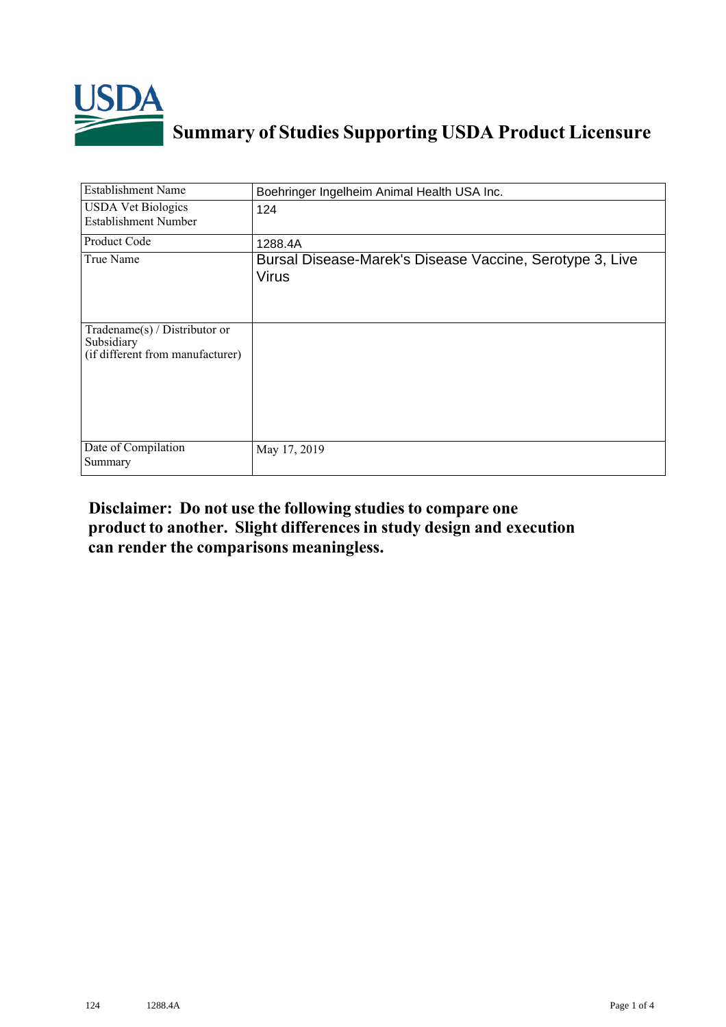# Summary of Studies Supporting USDA Product Licensure

| Establishment Name | Boehringer Ingelheim Animal Health USA Inc. |
|---|---|
| USDA Vet Biologics Establishment Number | 124 |
| Product Code | 1288.4A |
| True Name | Bursal Disease-Marek's Disease Vaccine, Serotype 3, Live Virus |
| Tradename(s) / Distributor or Subsidiary (if different from manufacturer) | |
| Date of Compilation Summary | May 17, 2019 |

**Disclaimer: Do not use the following studies to compare one product to another. Slight differences in study design and execution can render the comparisons meaningless.**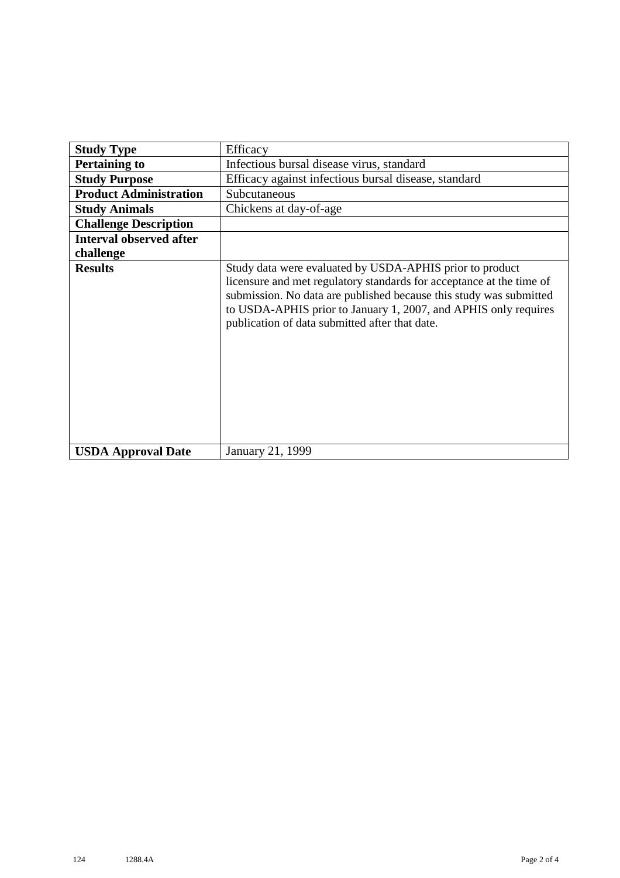| **Study Type** | Efficacy |
| --- | --- |
| **Pertaining to** | Infectious bursal disease virus, standard |
| **Study Purpose** | Efficacy against infectious bursal disease, standard |
| **Product Administration** | Subcutaneous |
| **Study Animals** | Chickens at day-of-age |
| **Challenge Description** | |
| **Interval observed after challenge** | |
| **Results** | Study data were evaluated by USDA-APHIS prior to product licensure and met regulatory standards for acceptance at the time of submission. No data are published because this study was submitted to USDA-APHIS prior to January 1, 2007, and APHIS only requires publication of data submitted after that date. |
| **USDA Approval Date** | January 21, 1999 |

124 1288.4A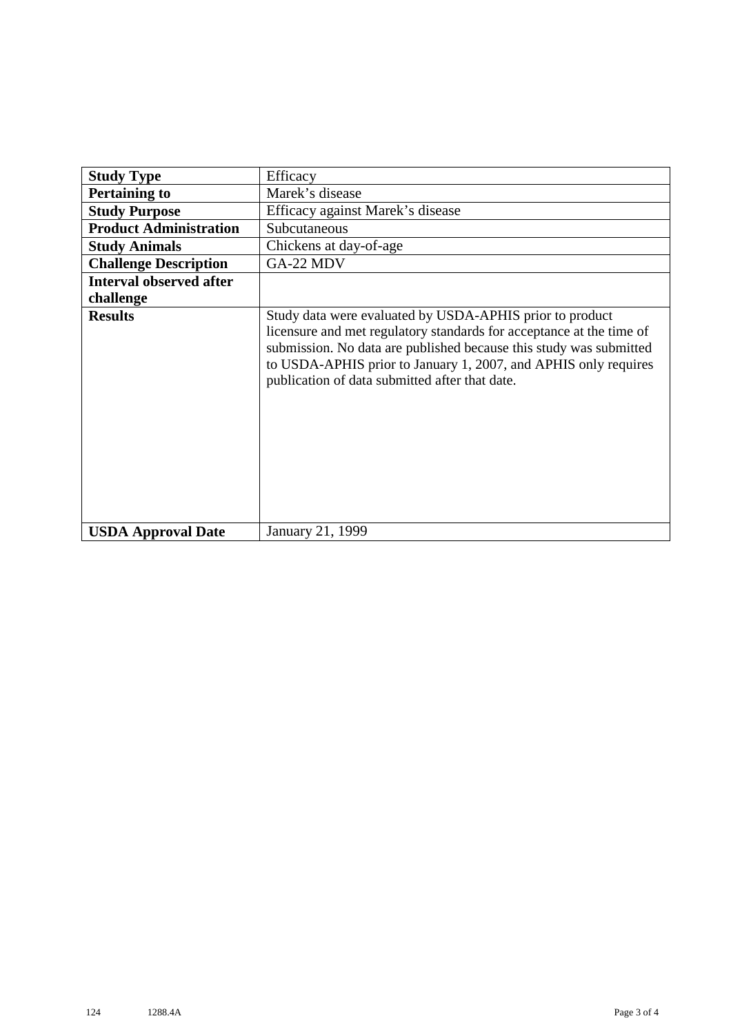| Study Type | Efficacy |
|---|---|
| **Pertaining to** | Marek's disease |
| **Study Purpose** | Efficacy against Marek's disease |
| **Product Administration** | Subcutaneous |
| **Study Animals** | Chickens at day-of-age |
| **Challenge Description** | GA-22 MDV |
| **Interval observed after challenge** | |
| **Results** | Study data were evaluated by USDA-APHIS prior to product licensure and met regulatory standards for acceptance at the time of submission. No data are published because this study was submitted to USDA-APHIS prior to January 1, 2007, and APHIS only requires publication of data submitted after that date. |
| **USDA Approval Date** | January 21, 1999 |

124 1288.4A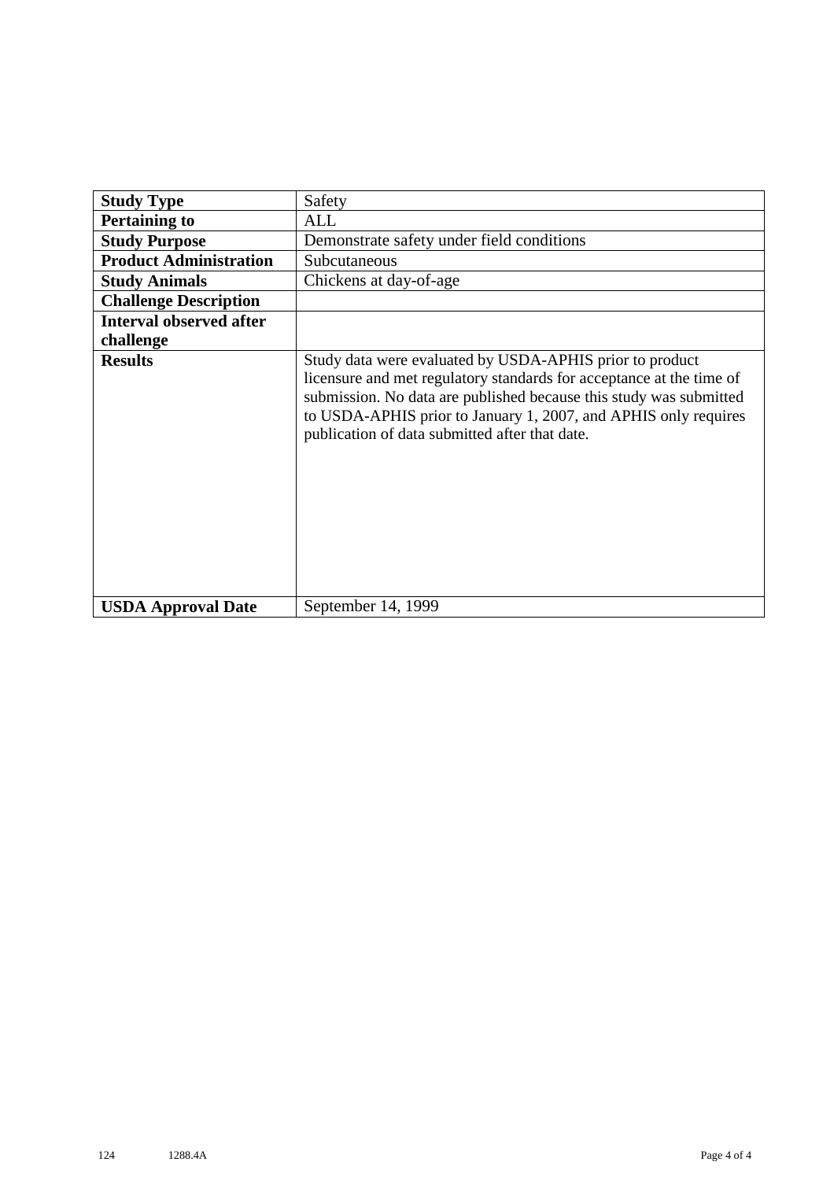| | |
|---|---|
| **Study Type** | Safety |
| **Pertaining to** | ALL |
| **Study Purpose** | Demonstrate safety under field conditions |
| **Product Administration** | Subcutaneous |
| **Study Animals** | Chickens at day-of-age |
| **Challenge Description** | |
| **Interval observed after challenge** | |
| **Results** | Study data were evaluated by USDA-APHIS prior to product licensure and met regulatory standards for acceptance at the time of submission. No data are published because this study was submitted to USDA-APHIS prior to January 1, 2007, and APHIS only requires publication of data submitted after that date. |
| **USDA Approval Date** | September 14, 1999 |

124 1288.4A